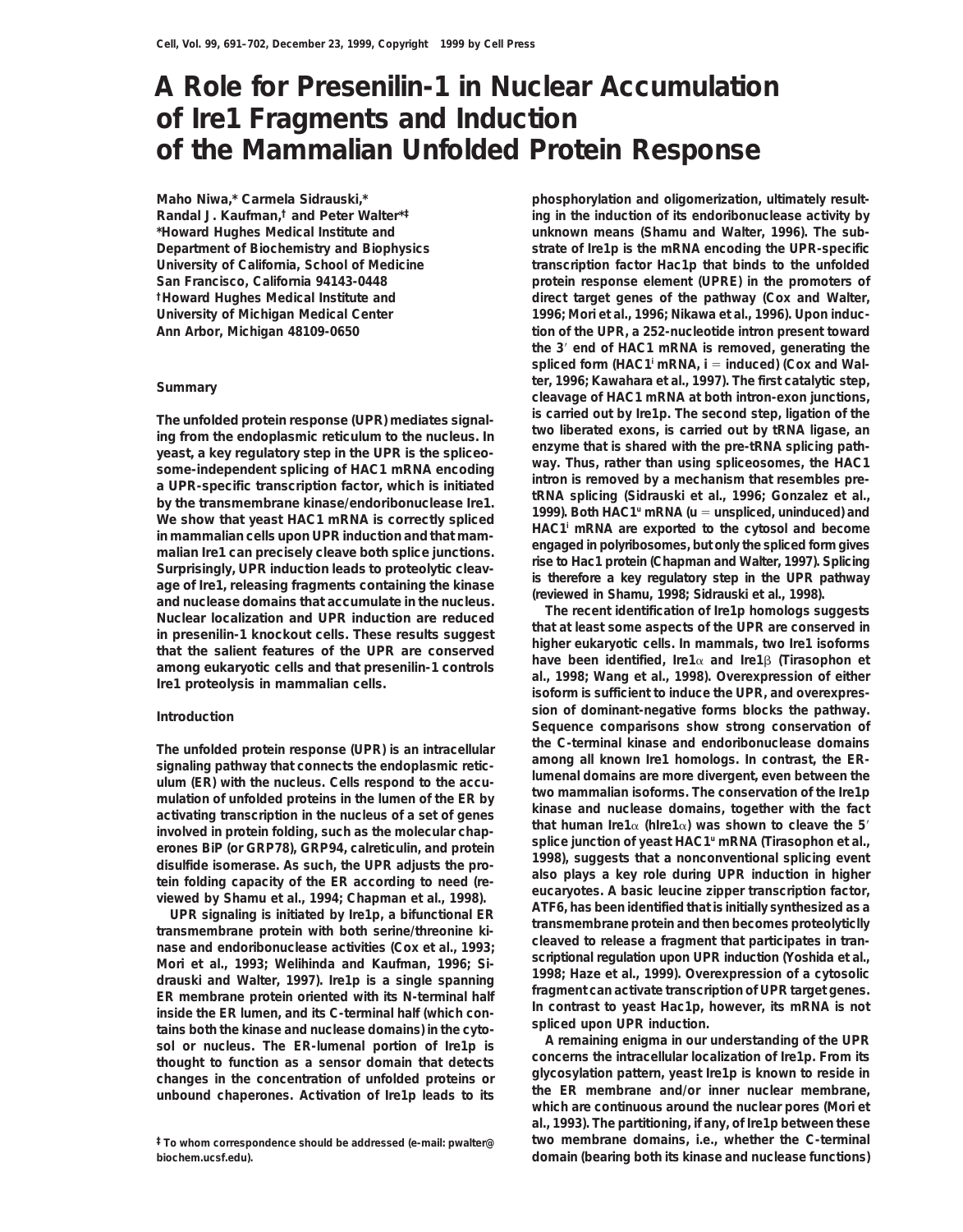# A Role for Presenilin-1 in Nuclear Accumulation of Ire1 Fragments and Induction of the Mammalian Unfolded Protein Response

**Maho Niwa,* Carmela Sidrauski,* Randal J. Kaufman,† and Peter Walter*‡**
*Howard Hughes Medical Institute and Department of Biochemistry and Biophysics University of California, School of Medicine San Francisco, California 94143-0448
†Howard Hughes Medical Institute and University of Michigan Medical Center Ann Arbor, Michigan 48109-0650

## Summary

The unfolded protein response (UPR) mediates signaling from the endoplasmic reticulum to the nucleus. In yeast, a key regulatory step in the UPR is the spliceosome-independent splicing of HAC1 mRNA encoding a UPR-specific transcription factor, which is initiated by the transmembrane kinase/endoribonuclease Ire1. We show that yeast HAC1 mRNA is correctly spliced in mammalian cells upon UPR induction and that mammalian Ire1 can precisely cleave both splice junctions. Surprisingly, UPR induction leads to proteolytic cleavage of Ire1, releasing fragments containing the kinase and nuclease domains that accumulate in the nucleus. Nuclear localization and UPR induction are reduced in presenilin-1 knockout cells. These results suggest that the salient features of the UPR are conserved among eukaryotic cells and that presenilin-1 controls Ire1 proteolysis in mammalian cells.

## Introduction

The unfolded protein response (UPR) is an intracellular signaling pathway that connects the endoplasmic reticulum (ER) with the nucleus. Cells respond to the accumulation of unfolded proteins in the lumen of the ER by activating transcription in the nucleus of a set of genes involved in protein folding, such as the molecular chaperones BiP (or GRP78), GRP94, calreticulin, and protein disulfide isomerase. As such, the UPR adjusts the protein folding capacity of the ER according to need (reviewed by Shamu et al., 1994; Chapman et al., 1998).

UPR signaling is initiated by Ire1p, a bifunctional ER transmembrane protein with both serine/threonine kinase and endoribonuclease activities (Cox et al., 1993; Mori et al., 1993; Welihinda and Kaufman, 1996; Sidrauski and Walter, 1997). Ire1p is a single spanning ER membrane protein oriented with its N-terminal half inside the ER lumen, and its C-terminal half (which contains both the kinase and nuclease domains) in the cytosol or nucleus. The ER-lumenal portion of Ire1p is thought to function as a sensor domain that detects changes in the concentration of unfolded proteins or unbound chaperones. Activation of Ire1p leads to its phosphorylation and oligomerization, ultimately resulting in the induction of its endoribonuclease activity by unknown means (Shamu and Walter, 1996). The substrate of Ire1p is the mRNA encoding the UPR-specific transcription factor Hac1p that binds to the unfolded protein response element (UPRE) in the promoters of direct target genes of the pathway (Cox and Walter, 1996; Mori et al., 1996; Nikawa et al., 1996). Upon induction of the UPR, a 252-nucleotide intron present toward the 3′ end of HAC1 mRNA is removed, generating the spliced form (HAC1$^{i}$ mRNA, i = induced) (Cox and Walter, 1996; Kawahara et al., 1997). The first catalytic step, cleavage of HAC1 mRNA at both intron-exon junctions, is carried out by Ire1p. The second step, ligation of the two liberated exons, is carried out by tRNA ligase, an enzyme that is shared with the pre-tRNA splicing pathway. Thus, rather than using spliceosomes, the HAC1 intron is removed by a mechanism that resembles pre-tRNA splicing (Sidrauski et al., 1996; Gonzalez et al., 1999). Both HAC1$^{u}$ mRNA (u = unspliced, uninduced) and HAC1$^{i}$ mRNA are exported to the cytosol and become engaged in polyribosomes, but only the spliced form gives rise to Hac1 protein (Chapman and Walter, 1997). Splicing is therefore a key regulatory step in the UPR pathway (reviewed in Shamu, 1998; Sidrauski et al., 1998).

The recent identification of Ire1p homologs suggests that at least some aspects of the UPR are conserved in higher eukaryotic cells. In mammals, two Ire1 isoforms have been identified, Ire1α and Ire1β (Tirasophon et al., 1998; Wang et al., 1998). Overexpression of either isoform is sufficient to induce the UPR, and overexpression of dominant-negative forms blocks the pathway. Sequence comparisons show strong conservation of the C-terminal kinase and endoribonuclease domains among all known Ire1 homologs. In contrast, the ER-lumenal domains are more divergent, even between the two mammalian isoforms. The conservation of the Ire1p kinase and nuclease domains, together with the fact that human Ire1α (hIre1α) was shown to cleave the 5′ splice junction of yeast HAC1$^{u}$ mRNA (Tirasophon et al., 1998), suggests that a nonconventional splicing event also plays a key role during UPR induction in higher eucaryotes. A basic leucine zipper transcription factor, ATF6, has been identified that is initially synthesized as a transmembrane protein and then becomes proteolyticlly cleaved to release a fragment that participates in transcriptional regulation upon UPR induction (Yoshida et al., 1998; Haze et al., 1999). Overexpression of a cytosolic fragment can activate transcription of UPR target genes. In contrast to yeast Hac1p, however, its mRNA is not spliced upon UPR induction.

A remaining enigma in our understanding of the UPR concerns the intracellular localization of Ire1p. From its glycosylation pattern, yeast Ire1p is known to reside in the ER membrane and/or inner nuclear membrane, which are continuous around the nuclear pores (Mori et al., 1993). The partitioning, if any, of Ire1p between these two membrane domains, i.e., whether the C-terminal domain (bearing both its kinase and nuclease functions)

‡ To whom correspondence should be addressed (e-mail: pwalter@biochem.ucsf.edu).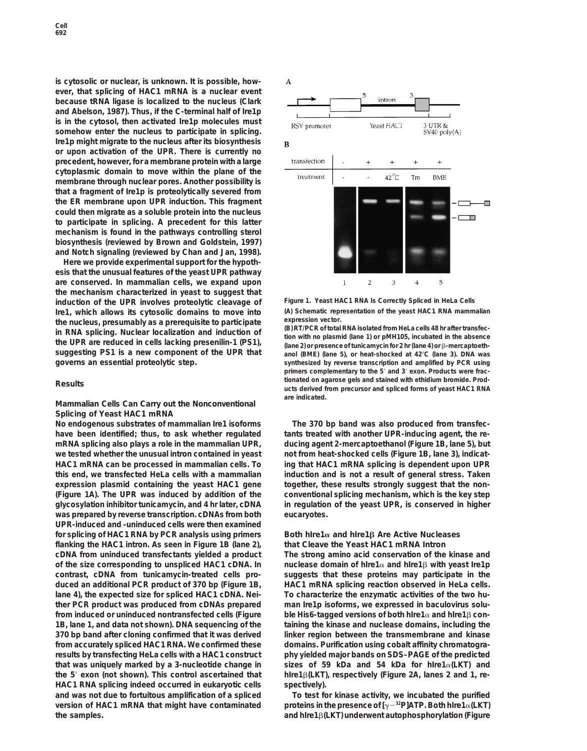is cytosolic or nuclear, is unknown. It is possible, however, that splicing of HAC1 mRNA is a nuclear event because tRNA ligase is localized to the nucleus (Clark and Abelson, 1987). Thus, if the C-terminal half of Ire1p is in the cytosol, then activated Ire1p molecules must somehow enter the nucleus to participate in splicing. Ire1p might migrate to the nucleus after its biosynthesis or upon activation of the UPR. There is currently no precedent, however, for a membrane protein with a large cytoplasmic domain to move within the plane of the membrane through nuclear pores. Another possibility is that a fragment of Ire1p is proteolytically severed from the ER membrane upon UPR induction. This fragment could then migrate as a soluble protein into the nucleus to participate in splicing. A precedent for this latter mechanism is found in the pathways controlling sterol biosynthesis (reviewed by Brown and Goldstein, 1997) and Notch signaling (reviewed by Chan and Jan, 1998).

Here we provide experimental support for the hypothesis that the unusual features of the yeast UPR pathway are conserved. In mammalian cells, we expand upon the mechanism characterized in yeast to suggest that induction of the UPR involves proteolytic cleavage of Ire1, which allows its cytosolic domains to move into the nucleus, presumably as a prerequisite to participate in RNA splicing. Nuclear localization and induction of the UPR are reduced in cells lacking presenilin-1 (PS1), suggesting PS1 is a new component of the UPR that governs an essential proteolytic step.

A

RSV promoter

5 intron 3

Yeast HAC1

3 UTR & SV40 poly(A)

B

transfection - + + + +

treatment - - 42°C Tm BME

1 2 3 4 5

Figure 1. Yeast HAC1 RNA Is Correctly Spliced in HeLa Cells

(A) Schematic representation of the yeast HAC1 RNA mammalian expression vector.

(B) RT/PCR of total RNA isolated from HeLa cells 48 hr after transfection with no plasmid (lane 1) or pMH105, incubated in the absence (lane 2) or presence of tunicamycin for 2 hr (lane 4) or β-mercaptoethanol (BME) (lane 5), or heat-shocked at 42°C (lane 3). DNA was synthesized by reverse transcription and amplified by PCR using primers complementary to the 5′ and 3′ exon. Products were fractionated on agarose gels and stained with ethidium bromide. Products derived from precursor and spliced forms of yeast HAC1 RNA are indicated.

## Results

### Mammalian Cells Can Carry out the Nonconventional Splicing of Yeast HAC1 mRNA

No endogenous substrates of mammalian Ire1 isoforms have been identified; thus, to ask whether regulated mRNA splicing also plays a role in the mammalian UPR, we tested whether the unusual intron contained in yeast HAC1 mRNA can be processed in mammalian cells. To this end, we transfected HeLa cells with a mammalian expression plasmid containing the yeast HAC1 gene (Figure 1A). The UPR was induced by addition of the glycosylation inhibitor tunicamycin, and 4 hr later, cDNA was prepared by reverse transcription. cDNAs from both UPR-induced and -uninduced cells were then examined for splicing of HAC1 RNA by PCR analysis using primers flanking the HAC1 intron. As seen in Figure 1B (lane 2), cDNA from uninduced transfectants yielded a product of the size corresponding to unspliced HAC1 cDNA. In contrast, cDNA from tunicamycin-treated cells produced an additional PCR product of 370 bp (Figure 1B, lane 4), the expected size for spliced HAC1 cDNA. Neither PCR product was produced from cDNAs prepared from induced or uninduced nontransfected cells (Figure 1B, lane 1, and data not shown). DNA sequencing of the 370 bp band after cloning confirmed that it was derived from accurately spliced HAC1 RNA. We confirmed these results by transfecting HeLa cells with a HAC1 construct that was uniquely marked by a 3-nucleotide change in the 5′ exon (not shown). This control ascertained that HAC1 RNA splicing indeed occurred in eukaryotic cells and was not due to fortuitous amplification of a spliced version of HAC1 mRNA that might have contaminated the samples.

The 370 bp band was also produced from transfectants treated with another UPR-inducing agent, the reducing agent 2-mercaptoethanol (Figure 1B, lane 5), but not from heat-shocked cells (Figure 1B, lane 3), indicating that HAC1 mRNA splicing is dependent upon UPR induction and is not a result of general stress. Taken together, these results strongly suggest that the nonconventional splicing mechanism, which is the key step in regulation of the yeast UPR, is conserved in higher eucaryotes.

### Both hIre1α and hIre1β Are Active Nucleases that Cleave the Yeast HAC1 mRNA Intron

The strong amino acid conservation of the kinase and nuclease domain of hIre1α and hIre1β with yeast Ire1p suggests that these proteins may participate in the HAC1 mRNA splicing reaction observed in HeLa cells. To characterize the enzymatic activities of the two human Ire1p isoforms, we expressed in baculovirus soluble His6-tagged versions of both hIre1α and hIre1β containing the kinase and nuclease domains, including the linker region between the transmembrane and kinase domains. Purification using cobalt affinity chromatography yielded major bands on SDS–PAGE of the predicted sizes of 59 kDa and 54 kDa for hIre1α(LKT) and hIre1β(LKT), respectively (Figure 2A, lanes 2 and 1, respectively).

To test for kinase activity, we incubated the purified proteins in the presence of [$\gamma-^{32}$P]ATP. Both hIre1α(LKT) and hIre1β(LKT) underwent autophosphorylation (Figure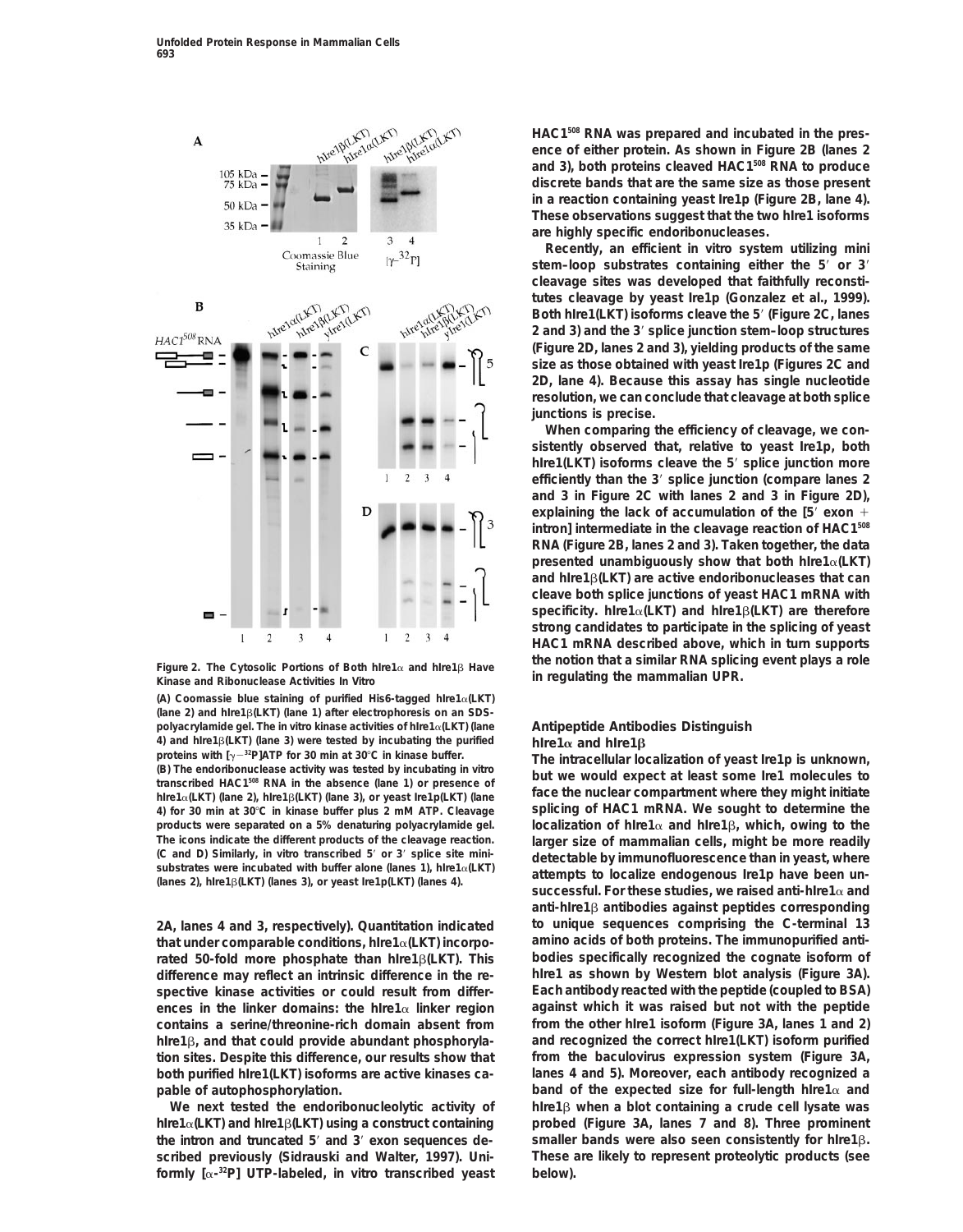A

hIre1β(LKT) hIre1α(LKT) hIre1β(LKT) hIre1α(LKT)

105 kDa –
75 kDa –
50 kDa –
35 kDa –

1 2 3 4

Coomassie Blue Staining

[γ-³²P]

B

hIre1α(LKT) hIre1β(LKT) yIre1(LKT)

HAC1⁵⁰⁸ RNA

1 2 3 4

C

hIre1α(LKT) hIre1β(LKT) yIre1(LKT)

5

1 2 3 4

D

3

1 2 3 4

Figure 2. The Cytosolic Portions of Both hIre1α and hIre1β Have Kinase and Ribonuclease Activities In Vitro

(A) Coomassie blue staining of purified His6-tagged hIre1α(LKT) (lane 2) and hIre1β(LKT) (lane 1) after electrophoresis on an SDS-polyacrylamide gel. The in vitro kinase activities of hIre1α(LKT) (lane 4) and hIre1β(LKT) (lane 3) were tested by incubating the purified proteins with [γ-$^{32}$P]ATP for 30 min at 30°C in kinase buffer.

(B) The endoribonuclease activity was tested by incubating in vitro transcribed HAC1$^{508}$ RNA in the absence (lane 1) or presence of hIre1α(LKT) (lane 2), hIre1β(LKT) (lane 3), or yeast Ire1p(LKT) (lane 4) for 30 min at 30°C in kinase buffer plus 2 mM ATP. Cleavage products were separated on a 5% denaturing polyacrylamide gel. The icons indicate the different products of the cleavage reaction.

(C and D) Similarly, in vitro transcribed 5′ or 3′ splice site mini-substrates were incubated with buffer alone (lanes 1), hIre1α(LKT) (lanes 2), hIre1β(LKT) (lanes 3), or yeast Ire1p(LKT) (lanes 4).

2A, lanes 4 and 3, respectively). Quantitation indicated that under comparable conditions, hIre1α(LKT) incorporated 50-fold more phosphate than hIre1β(LKT). This difference may reflect an intrinsic difference in the respective kinase activities or could result from differences in the linker domains: the hIre1α linker region contains a serine/threonine-rich domain absent from hIre1β, and that could provide abundant phosphorylation sites. Despite this difference, our results show that both purified hIre1(LKT) isoforms are active kinases capable of autophosphorylation.

We next tested the endoribonucleolytic activity of hIre1α(LKT) and hIre1β(LKT) using a construct containing the intron and truncated 5′ and 3′ exon sequences described previously (Sidrauski and Walter, 1997). Uniformly [α-$^{32}$P] UTP-labeled, in vitro transcribed yeast HAC1$^{508}$ RNA was prepared and incubated in the presence of either protein. As shown in Figure 2B (lanes 2 and 3), both proteins cleaved HAC1$^{508}$ RNA to produce discrete bands that are the same size as those present in a reaction containing yeast Ire1p (Figure 2B, lane 4). These observations suggest that the two hIre1 isoforms are highly specific endoribonucleases.

Recently, an efficient in vitro system utilizing mini stem–loop substrates containing either the 5′ or 3′ cleavage sites was developed that faithfully reconstitutes cleavage by yeast Ire1p (Gonzalez et al., 1999). Both hIre1(LKT) isoforms cleave the 5′ (Figure 2C, lanes 2 and 3) and the 3′ splice junction stem–loop structures (Figure 2D, lanes 2 and 3), yielding products of the same size as those obtained with yeast Ire1p (Figures 2C and 2D, lane 4). Because this assay has single nucleotide resolution, we can conclude that cleavage at both splice junctions is precise.

When comparing the efficiency of cleavage, we consistently observed that, relative to yeast Ire1p, both hIre1(LKT) isoforms cleave the 5′ splice junction more efficiently than the 3′ splice junction (compare lanes 2 and 3 in Figure 2C with lanes 2 and 3 in Figure 2D), explaining the lack of accumulation of the [5′ exon + intron] intermediate in the cleavage reaction of HAC1$^{508}$ RNA (Figure 2B, lanes 2 and 3). Taken together, the data presented unambiguously show that both hIre1α(LKT) and hIre1β(LKT) are active endoribonucleases that can cleave both splice junctions of yeast HAC1 mRNA with specificity. hIre1α(LKT) and hIre1β(LKT) are therefore strong candidates to participate in the splicing of yeast HAC1 mRNA described above, which in turn supports the notion that a similar RNA splicing event plays a role in regulating the mammalian UPR.

## Antipeptide Antibodies Distinguish hIre1α and hIre1β

The intracellular localization of yeast Ire1p is unknown, but we would expect at least some Ire1 molecules to face the nuclear compartment where they might initiate splicing of HAC1 mRNA. We sought to determine the localization of hIre1α and hIre1β, which, owing to the larger size of mammalian cells, might be more readily detectable by immunofluorescence than in yeast, where attempts to localize endogenous Ire1p have been unsuccessful. For these studies, we raised anti-hIre1α and anti-hIre1β antibodies against peptides corresponding to unique sequences comprising the C-terminal 13 amino acids of both proteins. The immunopurified antibodies specifically recognized the cognate isoform of hIre1 as shown by Western blot analysis (Figure 3A). Each antibody reacted with the peptide (coupled to BSA) against which it was raised but not with the peptide from the other hIre1 isoform (Figure 3A, lanes 1 and 2) and recognized the correct hIre1(LKT) isoform purified from the baculovirus expression system (Figure 3A, lanes 4 and 5). Moreover, each antibody recognized a band of the expected size for full-length hIre1α and hIre1β when a blot containing a crude cell lysate was probed (Figure 3A, lanes 7 and 8). Three prominent smaller bands were also seen consistently for hIre1β. These are likely to represent proteolytic products (see below).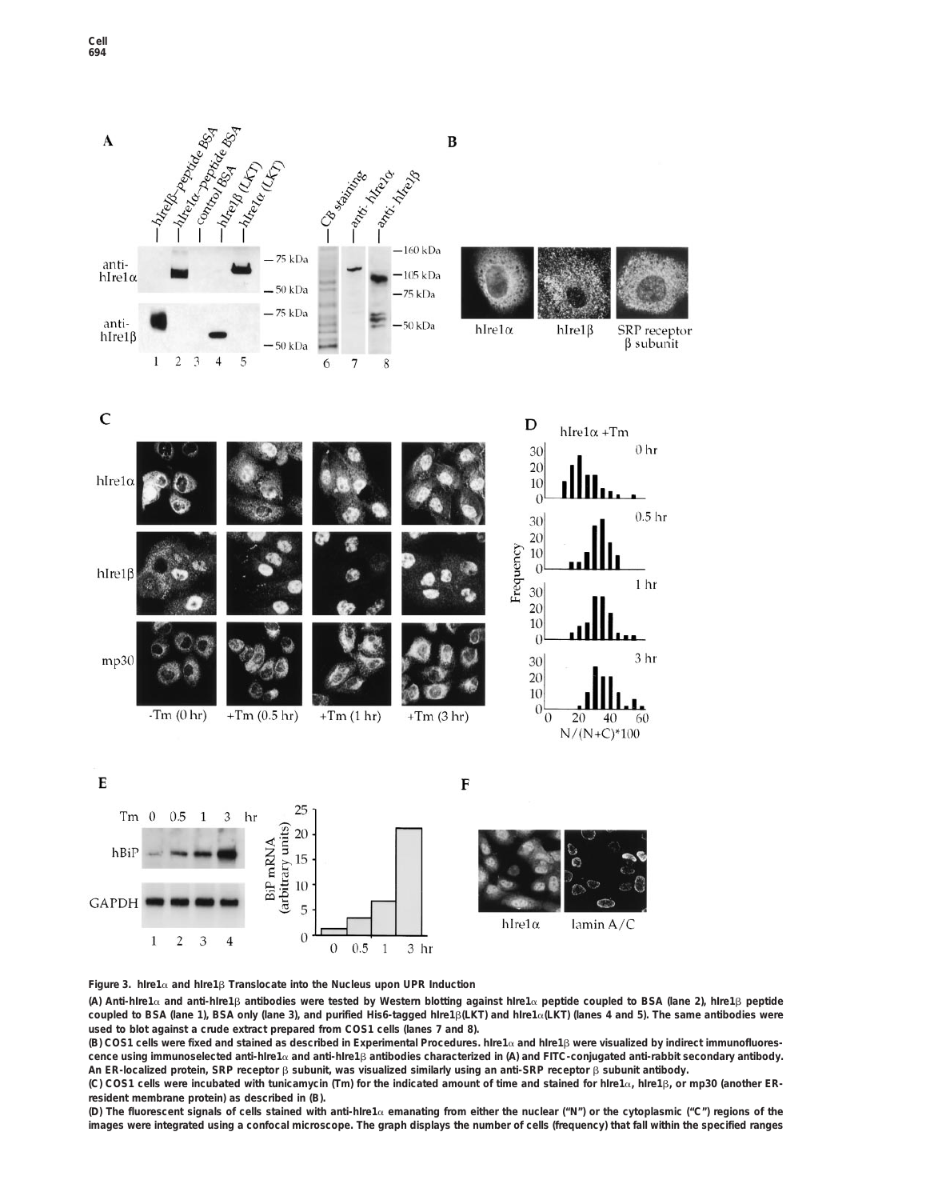A

anti-hIre1α

anti-hIre1β

hIre1β–peptide BSA
hIre1α–peptide BSA
control BSA
hIre1β (LKT)
hIre1α (LKT)

— 75 kDa
— 50 kDa
— 75 kDa
— 50 kDa

1 2 3 4 5

CB staining
anti- hIre1α
anti- hIre1β

—160 kDa
—105 kDa
—75 kDa
—50 kDa

6 7 8

B

hIre1α
hIre1β
SRP receptor β subunit

C

hIre1α

hIre1β

mp30

-Tm (0 hr)
+Tm (0.5 hr)
+Tm (1 hr)
+Tm (3 hr)

D

hIre1α +Tm

0 hr
0.5 hr
1 hr
3 hr

Frequency

30
20
10
0

0 20 40 60

N/(N+C)*100

E

Tm 0 0.5 1 3 hr

hBiP

GAPDH

1 2 3 4

BiP mRNA (arbitrary units)

25
20
15
10
5
0

0 0.5 1 3 hr

F

hIre1α
lamin A/C

**Figure 3. hIre1α and hIre1β Translocate into the Nucleus upon UPR Induction**

**(A) Anti-hIre1α and anti-hIre1β antibodies were tested by Western blotting against hIre1α peptide coupled to BSA (lane 2), hIre1β peptide coupled to BSA (lane 1), BSA only (lane 3), and purified His6-tagged hIre1β(LKT) and hIre1α(LKT) (lanes 4 and 5). The same antibodies were used to blot against a crude extract prepared from COS1 cells (lanes 7 and 8).**

**(B) COS1 cells were fixed and stained as described in Experimental Procedures. hIre1α and hIre1β were visualized by indirect immunofluorescence using immunoselected anti-hIre1α and anti-hIre1β antibodies characterized in (A) and FITC-conjugated anti-rabbit secondary antibody. An ER-localized protein, SRP receptor β subunit, was visualized similarly using an anti-SRP receptor β subunit antibody.**

**(C) COS1 cells were incubated with tunicamycin (Tm) for the indicated amount of time and stained for hIre1α, hIre1β, or mp30 (another ER-resident membrane protein) as described in (B).**

**(D) The fluorescent signals of cells stained with anti-hIre1α emanating from either the nuclear ("N") or the cytoplasmic ("C") regions of the images were integrated using a confocal microscope. The graph displays the number of cells (frequency) that fall within the specified ranges**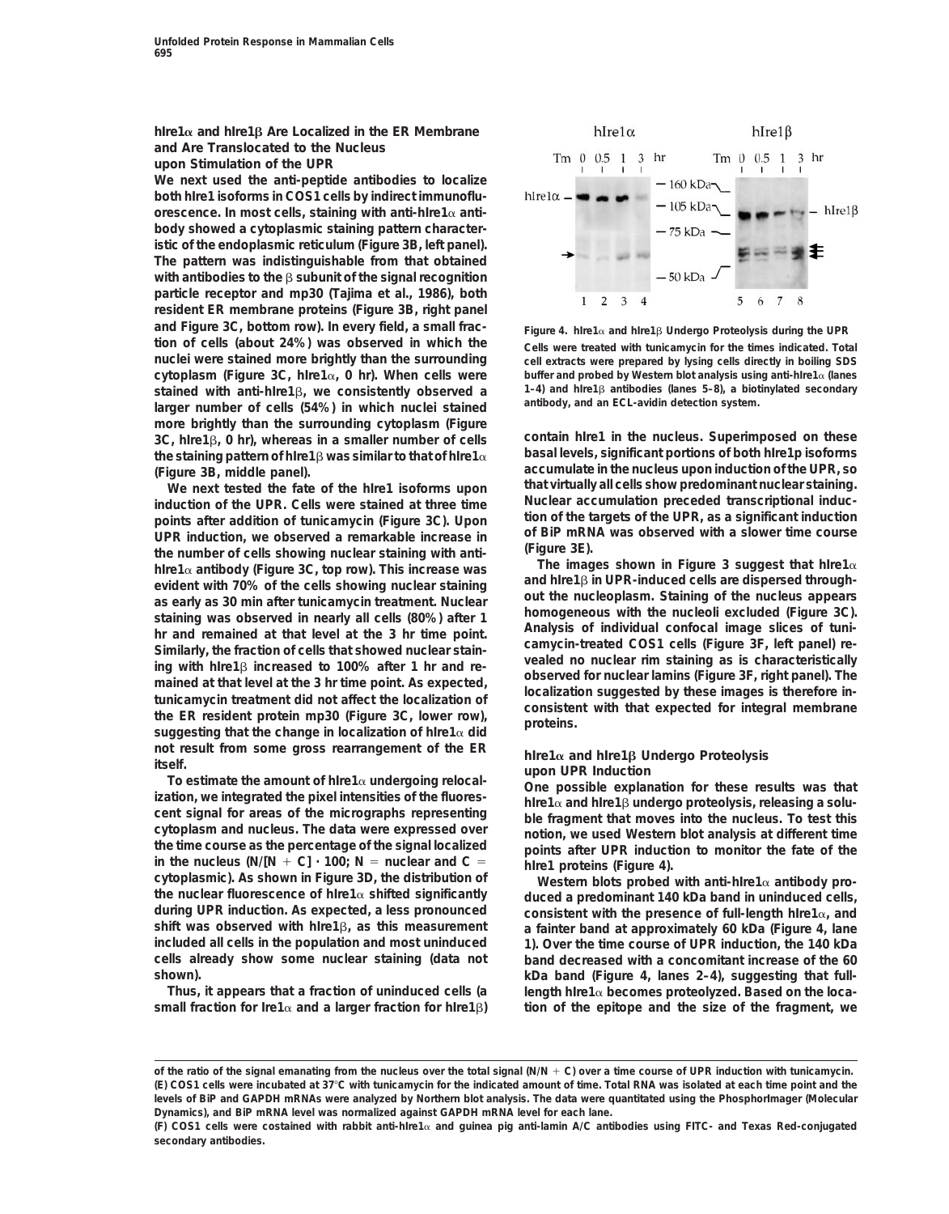## hIre1α and hIre1β Are Localized in the ER Membrane and Are Translocated to the Nucleus upon Stimulation of the UPR

We next used the anti-peptide antibodies to localize both hIre1 isoforms in COS1 cells by indirect immunofluorescence. In most cells, staining with anti-hIre1α antibody showed a cytoplasmic staining pattern characteristic of the endoplasmic reticulum (Figure 3B, left panel). The pattern was indistinguishable from that obtained with antibodies to the β subunit of the signal recognition particle receptor and mp30 (Tajima et al., 1986), both resident ER membrane proteins (Figure 3B, right panel and Figure 3C, bottom row). In every field, a small fraction of cells (about 24%) was observed in which the nuclei were stained more brightly than the surrounding cytoplasm (Figure 3C, hIre1α, 0 hr). When cells were stained with anti-hIre1β, we consistently observed a larger number of cells (54%) in which nuclei stained more brightly than the surrounding cytoplasm (Figure 3C, hIre1β, 0 hr), whereas in a smaller number of cells the staining pattern of hIre1β was similar to that of hIre1α (Figure 3B, middle panel).

We next tested the fate of the hIre1 isoforms upon induction of the UPR. Cells were stained at three time points after addition of tunicamycin (Figure 3C). Upon UPR induction, we observed a remarkable increase in the number of cells showing nuclear staining with anti-hIre1α antibody (Figure 3C, top row). This increase was evident with 70% of the cells showing nuclear staining as early as 30 min after tunicamycin treatment. Nuclear staining was observed in nearly all cells (80%) after 1 hr and remained at that level at the 3 hr time point. Similarly, the fraction of cells that showed nuclear staining with hIre1β increased to 100% after 1 hr and remained at that level at the 3 hr time point. As expected, tunicamycin treatment did not affect the localization of the ER resident protein mp30 (Figure 3C, lower row), suggesting that the change in localization of hIre1α did not result from some gross rearrangement of the ER itself.

To estimate the amount of hIre1α undergoing relocalization, we integrated the pixel intensities of the fluorescent signal for areas of the micrographs representing cytoplasm and nucleus. The data were expressed over the time course as the percentage of the signal localized in the nucleus ($N/[N + C] \cdot 100$; N = nuclear and C = cytoplasmic). As shown in Figure 3D, the distribution of the nuclear fluorescence of hIre1α shifted significantly during UPR induction. As expected, a less pronounced shift was observed with hIre1β, as this measurement included all cells in the population and most uninduced cells already show some nuclear staining (data not shown).

Thus, it appears that a fraction of uninduced cells (a small fraction for Ire1α and a larger fraction for hIre1β) contain hIre1 in the nucleus. Superimposed on these basal levels, significant portions of both hIre1p isoforms accumulate in the nucleus upon induction of the UPR, so that virtually all cells show predominant nuclear staining. Nuclear accumulation preceded transcriptional induction of the targets of the UPR, as a significant induction of BiP mRNA was observed with a slower time course (Figure 3E).

The images shown in Figure 3 suggest that hIre1α and hIre1β in UPR-induced cells are dispersed throughout the nucleoplasm. Staining of the nucleus appears homogeneous with the nucleoli excluded (Figure 3C). Analysis of individual confocal image slices of tunicamycin-treated COS1 cells (Figure 3F, left panel) revealed no nuclear rim staining as is characteristically observed for nuclear lamins (Figure 3F, right panel). The localization suggested by these images is therefore inconsistent with that expected for integral membrane proteins.

hIre1α hIre1β
Tm 0 0.5 1 3 hr Tm 0 0.5 1 3 hr
hIre1α
160 kDa
105 kDa
75 kDa
50 kDa
hIre1β
1 2 3 4 5 6 7 8

Figure 4. hIre1α and hIre1β Undergo Proteolysis during the UPR

Cells were treated with tunicamycin for the times indicated. Total cell extracts were prepared by lysing cells directly in boiling SDS buffer and probed by Western blot analysis using anti-hIre1α (lanes 1–4) and hIre1β antibodies (lanes 5–8), a biotinylated secondary antibody, and an ECL-avidin detection system.

## hIre1α and hIre1β Undergo Proteolysis upon UPR Induction

One possible explanation for these results was that hIre1α and hIre1β undergo proteolysis, releasing a soluble fragment that moves into the nucleus. To test this notion, we used Western blot analysis at different time points after UPR induction to monitor the fate of the hIre1 proteins (Figure 4).

Western blots probed with anti-hIre1α antibody produced a predominant 140 kDa band in uninduced cells, consistent with the presence of full-length hIre1α, and a fainter band at approximately 60 kDa (Figure 4, lane 1). Over the time course of UPR induction, the 140 kDa band decreased with a concomitant increase of the 60 kDa band (Figure 4, lanes 2–4), suggesting that full-length hIre1α becomes proteolyzed. Based on the location of the epitope and the size of the fragment, we

of the ratio of the signal emanating from the nucleus over the total signal ($N/N + C$) over a time course of UPR induction with tunicamycin.
(E) COS1 cells were incubated at 37°C with tunicamycin for the indicated amount of time. Total RNA was isolated at each time point and the levels of BiP and GAPDH mRNAs were analyzed by Northern blot analysis. The data were quantitated using the PhosphorImager (Molecular Dynamics), and BiP mRNA level was normalized against GAPDH mRNA level for each lane.
(F) COS1 cells were costained with rabbit anti-hIre1α and guinea pig anti-lamin A/C antibodies using FITC- and Texas Red-conjugated secondary antibodies.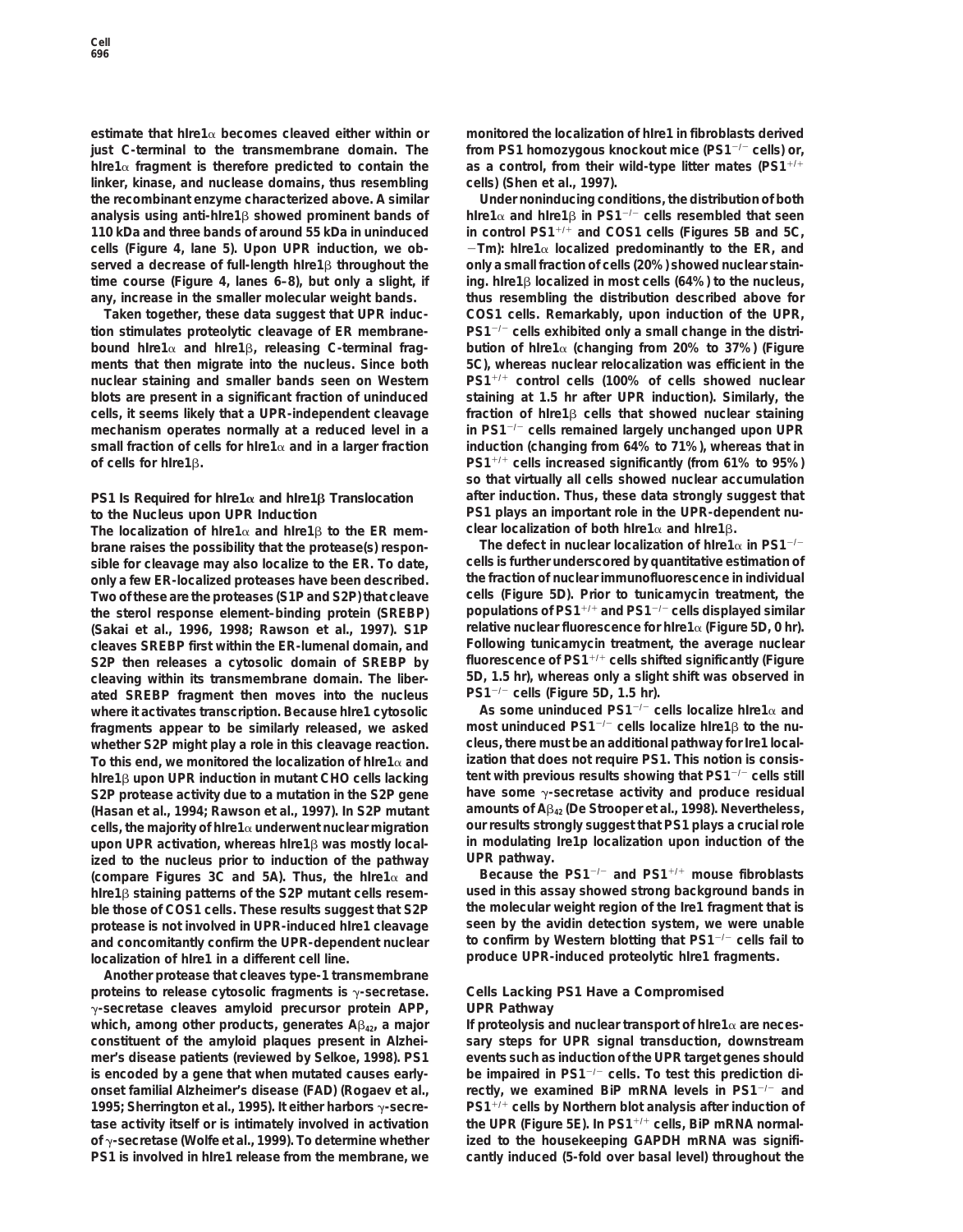estimate that hIre1α becomes cleaved either within or just C-terminal to the transmembrane domain. The hIre1α fragment is therefore predicted to contain the linker, kinase, and nuclease domains, thus resembling the recombinant enzyme characterized above. A similar analysis using anti-hIre1β showed prominent bands of 110 kDa and three bands of around 55 kDa in uninduced cells (Figure 4, lane 5). Upon UPR induction, we observed a decrease of full-length hIre1β throughout the time course (Figure 4, lanes 6–8), but only a slight, if any, increase in the smaller molecular weight bands.

Taken together, these data suggest that UPR induction stimulates proteolytic cleavage of ER membrane-bound hIre1α and hIre1β, releasing C-terminal fragments that then migrate into the nucleus. Since both nuclear staining and smaller bands seen on Western blots are present in a significant fraction of uninduced cells, it seems likely that a UPR-independent cleavage mechanism operates normally at a reduced level in a small fraction of cells for hIre1α and in a larger fraction of cells for hIre1β.

## PS1 Is Required for hIre1α and hIre1β Translocation to the Nucleus upon UPR Induction

The localization of hIre1α and hIre1β to the ER membrane raises the possibility that the protease(s) responsible for cleavage may also localize to the ER. To date, only a few ER-localized proteases have been described. Two of these are the proteases (S1P and S2P) that cleave the sterol response element–binding protein (SREBP) (Sakai et al., 1996, 1998; Rawson et al., 1997). S1P cleaves SREBP first within the ER-lumenal domain, and S2P then releases a cytosolic domain of SREBP by cleaving within its transmembrane domain. The liberated SREBP fragment then moves into the nucleus where it activates transcription. Because hIre1 cytosolic fragments appear to be similarly released, we asked whether S2P might play a role in this cleavage reaction. To this end, we monitored the localization of hIre1α and hIre1β upon UPR induction in mutant CHO cells lacking S2P protease activity due to a mutation in the S2P gene (Hasan et al., 1994; Rawson et al., 1997). In S2P mutant cells, the majority of hIre1α underwent nuclear migration upon UPR activation, whereas hIre1β was mostly localized to the nucleus prior to induction of the pathway (compare Figures 3C and 5A). Thus, the hIre1α and hIre1β staining patterns of the S2P mutant cells resemble those of COS1 cells. These results suggest that S2P protease is not involved in UPR-induced hIre1 cleavage and concomitantly confirm the UPR-dependent nuclear localization of hIre1 in a different cell line.

Another protease that cleaves type-1 transmembrane proteins to release cytosolic fragments is γ-secretase. γ-secretase cleaves amyloid precursor protein APP, which, among other products, generates $A\beta_{42}$, a major constituent of the amyloid plaques present in Alzheimer's disease patients (reviewed by Selkoe, 1998). PS1 is encoded by a gene that when mutated causes early-onset familial Alzheimer's disease (FAD) (Rogaev et al., 1995; Sherrington et al., 1995). It either harbors γ-secretase activity itself or is intimately involved in activation of γ-secretase (Wolfe et al., 1999). To determine whether PS1 is involved in hIre1 release from the membrane, we monitored the localization of hIre1 in fibroblasts derived from PS1 homozygous knockout mice ($PS1^{-/-}$ cells) or, as a control, from their wild-type litter mates ($PS1^{+/+}$ cells) (Shen et al., 1997).

Under noninducing conditions, the distribution of both hIre1α and hIre1β in $PS1^{-/-}$ cells resembled that seen in control $PS1^{+/+}$ and COS1 cells (Figures 5B and 5C, −Tm): hIre1α localized predominantly to the ER, and only a small fraction of cells (20%) showed nuclear staining. hIre1β localized in most cells (64%) to the nucleus, thus resembling the distribution described above for COS1 cells. Remarkably, upon induction of the UPR, $PS1^{-/-}$ cells exhibited only a small change in the distribution of hIre1α (changing from 20% to 37%) (Figure 5C), whereas nuclear relocalization was efficient in the $PS1^{+/+}$ control cells (100% of cells showed nuclear staining at 1.5 hr after UPR induction). Similarly, the fraction of hIre1β cells that showed nuclear staining in $PS1^{-/-}$ cells remained largely unchanged upon UPR induction (changing from 64% to 71%), whereas that in $PS1^{+/+}$ cells increased significantly (from 61% to 95%) so that virtually all cells showed nuclear accumulation after induction. Thus, these data strongly suggest that PS1 plays an important role in the UPR-dependent nuclear localization of both hIre1α and hIre1β.

The defect in nuclear localization of hIre1α in $PS1^{-/-}$ cells is further underscored by quantitative estimation of the fraction of nuclear immunofluorescence in individual cells (Figure 5D). Prior to tunicamycin treatment, the populations of $PS1^{+/+}$ and $PS1^{-/-}$ cells displayed similar relative nuclear fluorescence for hIre1α (Figure 5D, 0 hr). Following tunicamycin treatment, the average nuclear fluorescence of $PS1^{+/+}$ cells shifted significantly (Figure 5D, 1.5 hr), whereas only a slight shift was observed in $PS1^{-/-}$ cells (Figure 5D, 1.5 hr).

As some uninduced $PS1^{-/-}$ cells localize hIre1α and most uninduced $PS1^{-/-}$ cells localize hIre1β to the nucleus, there must be an additional pathway for Ire1 localization that does not require PS1. This notion is consistent with previous results showing that $PS1^{-/-}$ cells still have some γ-secretase activity and produce residual amounts of $A\beta_{42}$ (De Strooper et al., 1998). Nevertheless, our results strongly suggest that PS1 plays a crucial role in modulating Ire1p localization upon induction of the UPR pathway.

Because the $PS1^{-/-}$ and $PS1^{+/+}$ mouse fibroblasts used in this assay showed strong background bands in the molecular weight region of the Ire1 fragment that is seen by the avidin detection system, we were unable to confirm by Western blotting that $PS1^{-/-}$ cells fail to produce UPR-induced proteolytic hIre1 fragments.

## Cells Lacking PS1 Have a Compromised UPR Pathway

If proteolysis and nuclear transport of hIre1α are necessary steps for UPR signal transduction, downstream events such as induction of the UPR target genes should be impaired in $PS1^{-/-}$ cells. To test this prediction directly, we examined BiP mRNA levels in $PS1^{-/-}$ and $PS1^{+/+}$ cells by Northern blot analysis after induction of the UPR (Figure 5E). In $PS1^{+/+}$ cells, BiP mRNA normalized to the housekeeping GAPDH mRNA was significantly induced (5-fold over basal level) throughout the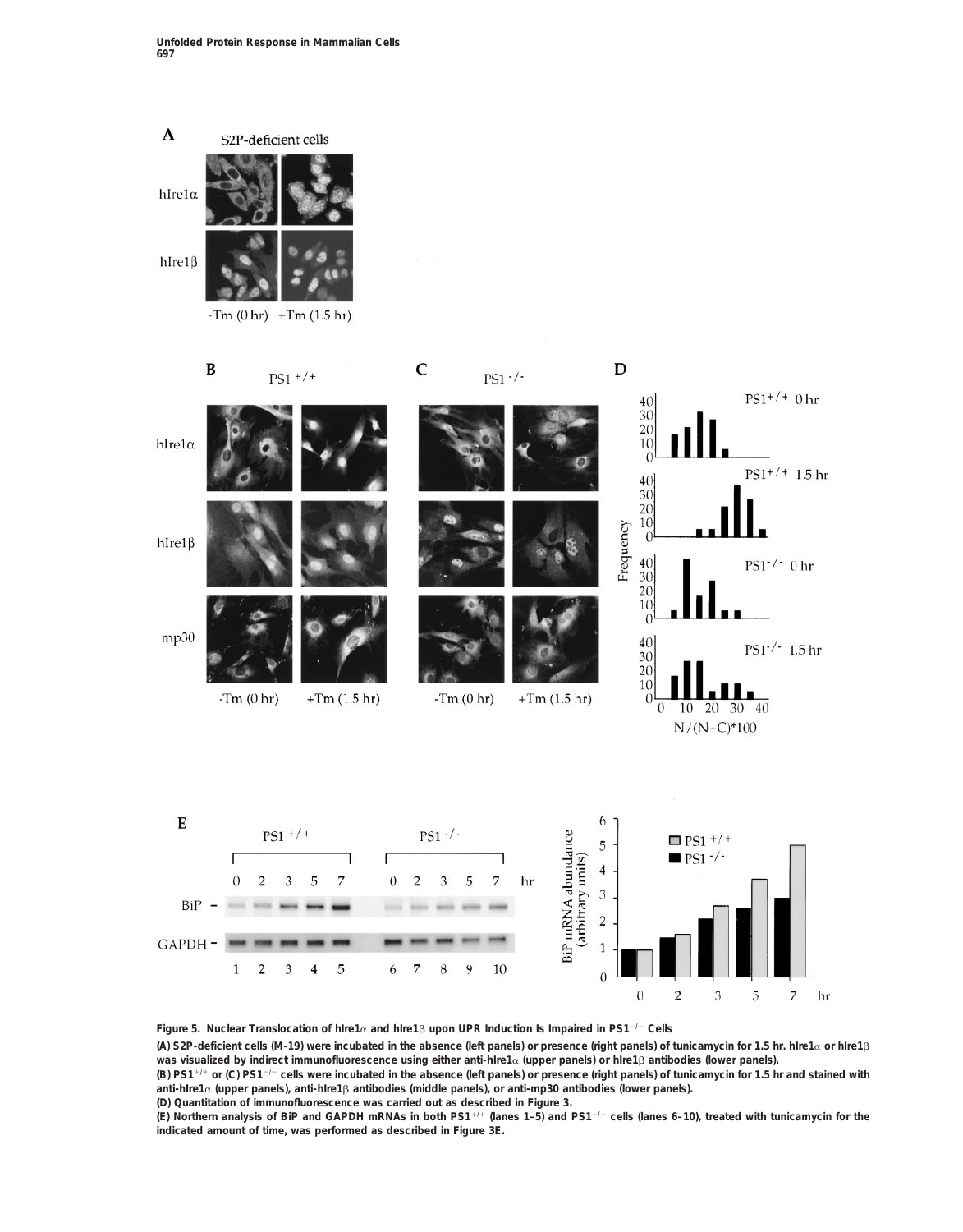Figure 5. Nuclear Translocation of hIre1α and hIre1β upon UPR Induction Is Impaired in PS1$^{-/-}$ Cells

(A) S2P-deficient cells (M-19) were incubated in the absence (left panels) or presence (right panels) of tunicamycin for 1.5 hr. hIre1α or hIre1β was visualized by indirect immunofluorescence using either anti-hIre1α (upper panels) or hIre1β antibodies (lower panels).

(B) PS1$^{+/+}$ or (C) PS1$^{-/-}$ cells were incubated in the absence (left panels) or presence (right panels) of tunicamycin for 1.5 hr and stained with anti-hIre1α (upper panels), anti-hIre1β antibodies (middle panels), or anti-mp30 antibodies (lower panels).

(D) Quantitation of immunofluorescence was carried out as described in Figure 3.

(E) Northern analysis of BiP and GAPDH mRNAs in both PS1$^{+/+}$ (lanes 1–5) and PS1$^{-/-}$ cells (lanes 6–10), treated with tunicamycin for the indicated amount of time, was performed as described in Figure 3E.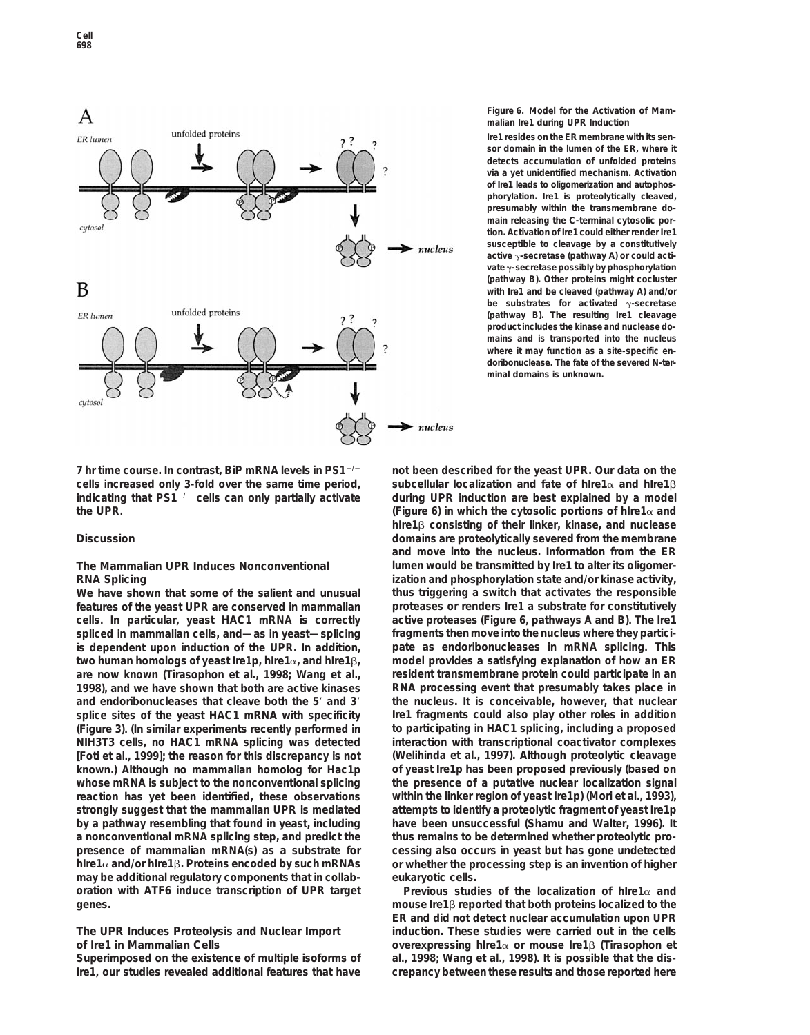A

ER lumen

unfolded proteins

? ? ?

?

cytosol

nucleus

B

ER lumen

unfolded proteins

? ? ?

?

cytosol

nucleus

Figure 6. Model for the Activation of Mammalian Ire1 during UPR Induction

Ire1 resides on the ER membrane with its sensor domain in the lumen of the ER, where it detects accumulation of unfolded proteins via a yet unidentified mechanism. Activation of Ire1 leads to oligomerization and autophosphorylation. Ire1 is proteolytically cleaved, presumably within the transmembrane domain releasing the C-terminal cytosolic portion. Activation of Ire1 could either render Ire1 susceptible to cleavage by a constitutively active γ-secretase (pathway A) or could activate γ-secretase possibly by phosphorylation (pathway B). Other proteins might cocluster with Ire1 and be cleaved (pathway A) and/or be substrates for activated γ-secretase (pathway B). The resulting Ire1 cleavage product includes the kinase and nuclease domains and is transported into the nucleus where it may function as a site-specific endoribonuclease. The fate of the severed N-terminal domains is unknown.

7 hr time course. In contrast, BiP mRNA levels in $PS1^{-/-}$ cells increased only 3-fold over the same time period, indicating that $PS1^{-/-}$ cells can only partially activate the UPR.

## Discussion

### The Mammalian UPR Induces Nonconventional RNA Splicing

We have shown that some of the salient and unusual features of the yeast UPR are conserved in mammalian cells. In particular, yeast HAC1 mRNA is correctly spliced in mammalian cells, and—as in yeast—splicing is dependent upon induction of the UPR. In addition, two human homologs of yeast Ire1p, hIre1α, and hIre1β, are now known (Tirasophon et al., 1998; Wang et al., 1998), and we have shown that both are active kinases and endoribonucleases that cleave both the 5′ and 3′ splice sites of the yeast HAC1 mRNA with specificity (Figure 3). (In similar experiments recently performed in NIH3T3 cells, no HAC1 mRNA splicing was detected [Foti et al., 1999]; the reason for this discrepancy is not known.) Although no mammalian homolog for Hac1p whose mRNA is subject to the nonconventional splicing reaction has yet been identified, these observations strongly suggest that the mammalian UPR is mediated by a pathway resembling that found in yeast, including a nonconventional mRNA splicing step, and predict the presence of mammalian mRNA(s) as a substrate for hIre1α and/or hIre1β. Proteins encoded by such mRNAs may be additional regulatory components that in collaboration with ATF6 induce transcription of UPR target genes.

### The UPR Induces Proteolysis and Nuclear Import of Ire1 in Mammalian Cells

Superimposed on the existence of multiple isoforms of Ire1, our studies revealed additional features that have not been described for the yeast UPR. Our data on the subcellular localization and fate of hIre1α and hIre1β during UPR induction are best explained by a model (Figure 6) in which the cytosolic portions of hIre1α and hIre1β consisting of their linker, kinase, and nuclease domains are proteolytically severed from the membrane and move into the nucleus. Information from the ER lumen would be transmitted by Ire1 to alter its oligomerization and phosphorylation state and/or kinase activity, thus triggering a switch that activates the responsible proteases or renders Ire1 a substrate for constitutively active proteases (Figure 6, pathways A and B). The Ire1 fragments then move into the nucleus where they participate as endoribonucleases in mRNA splicing. This model provides a satisfying explanation of how an ER resident transmembrane protein could participate in an RNA processing event that presumably takes place in the nucleus. It is conceivable, however, that nuclear Ire1 fragments could also play other roles in addition to participating in HAC1 splicing, including a proposed interaction with transcriptional coactivator complexes (Welihinda et al., 1997). Although proteolytic cleavage of yeast Ire1p has been proposed previously (based on the presence of a putative nuclear localization signal within the linker region of yeast Ire1p) (Mori et al., 1993), attempts to identify a proteolytic fragment of yeast Ire1p have been unsuccessful (Shamu and Walter, 1996). It thus remains to be determined whether proteolytic processing also occurs in yeast but has gone undetected or whether the processing step is an invention of higher eukaryotic cells.

Previous studies of the localization of hIre1α and mouse Ire1β reported that both proteins localized to the ER and did not detect nuclear accumulation upon UPR induction. These studies were carried out in the cells overexpressing hIre1α or mouse Ire1β (Tirasophon et al., 1998; Wang et al., 1998). It is possible that the discrepancy between these results and those reported here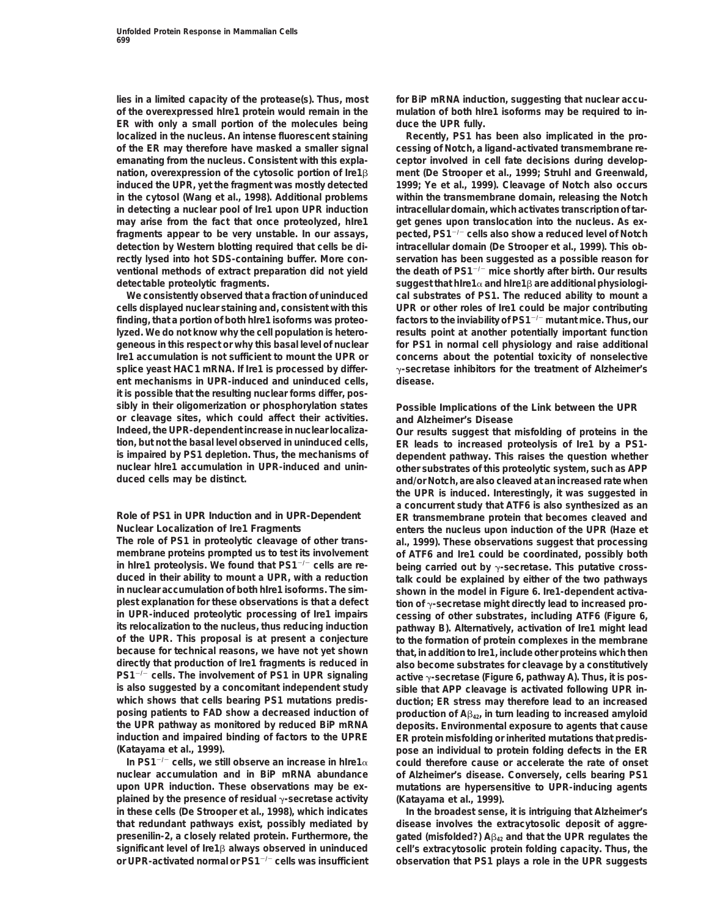lies in a limited capacity of the protease(s). Thus, most of the overexpressed hIre1 protein would remain in the ER with only a small portion of the molecules being localized in the nucleus. An intense fluorescent staining of the ER may therefore have masked a smaller signal emanating from the nucleus. Consistent with this explanation, overexpression of the cytosolic portion of Ire1β induced the UPR, yet the fragment was mostly detected in the cytosol (Wang et al., 1998). Additional problems in detecting a nuclear pool of Ire1 upon UPR induction may arise from the fact that once proteolyzed, hIre1 fragments appear to be very unstable. In our assays, detection by Western blotting required that cells be directly lysed into hot SDS-containing buffer. More conventional methods of extract preparation did not yield detectable proteolytic fragments.

We consistently observed that a fraction of uninduced cells displayed nuclear staining and, consistent with this finding, that a portion of both hIre1 isoforms was proteolyzed. We do not know why the cell population is heterogeneous in this respect or why this basal level of nuclear Ire1 accumulation is not sufficient to mount the UPR or splice yeast HAC1 mRNA. If Ire1 is processed by different mechanisms in UPR-induced and uninduced cells, it is possible that the resulting nuclear forms differ, possibly in their oligomerization or phosphorylation states or cleavage sites, which could affect their activities. Indeed, the UPR-dependent increase in nuclear localization, but not the basal level observed in uninduced cells, is impaired by PS1 depletion. Thus, the mechanisms of nuclear hIre1 accumulation in UPR-induced and uninduced cells may be distinct.

## Role of PS1 in UPR Induction and in UPR-Dependent Nuclear Localization of Ire1 Fragments

The role of PS1 in proteolytic cleavage of other transmembrane proteins prompted us to test its involvement in hIre1 proteolysis. We found that $PS1^{-/-}$ cells are reduced in their ability to mount a UPR, with a reduction in nuclear accumulation of both hIre1 isoforms. The simplest explanation for these observations is that a defect in UPR-induced proteolytic processing of Ire1 impairs its relocalization to the nucleus, thus reducing induction of the UPR. This proposal is at present a conjecture because for technical reasons, we have not yet shown directly that production of Ire1 fragments is reduced in $PS1^{-/-}$ cells. The involvement of PS1 in UPR signaling is also suggested by a concomitant independent study which shows that cells bearing PS1 mutations predisposing patients to FAD show a decreased induction of the UPR pathway as monitored by reduced BiP mRNA induction and impaired binding of factors to the UPRE (Katayama et al., 1999).

In $PS1^{-/-}$ cells, we still observe an increase in hIre1α nuclear accumulation and in BiP mRNA abundance upon UPR induction. These observations may be explained by the presence of residual γ-secretase activity in these cells (De Strooper et al., 1998), which indicates that redundant pathways exist, possibly mediated by presenilin-2, a closely related protein. Furthermore, the significant level of Ire1β always observed in uninduced or UPR-activated normal or $PS1^{-/-}$ cells was insufficient for BiP mRNA induction, suggesting that nuclear accumulation of both hIre1 isoforms may be required to induce the UPR fully.

Recently, PS1 has been also implicated in the processing of Notch, a ligand-activated transmembrane receptor involved in cell fate decisions during development (De Strooper et al., 1999; Struhl and Greenwald, 1999; Ye et al., 1999). Cleavage of Notch also occurs within the transmembrane domain, releasing the Notch intracellular domain, which activates transcription of target genes upon translocation into the nucleus. As expected, $PS1^{-/-}$ cells also show a reduced level of Notch intracellular domain (De Strooper et al., 1999). This observation has been suggested as a possible reason for the death of $PS1^{-/-}$ mice shortly after birth. Our results suggest that hIre1α and hIre1β are additional physiological substrates of PS1. The reduced ability to mount a UPR or other roles of Ire1 could be major contributing factors to the inviability of $PS1^{-/-}$ mutant mice. Thus, our results point at another potentially important function for PS1 in normal cell physiology and raise additional concerns about the potential toxicity of nonselective γ-secretase inhibitors for the treatment of Alzheimer's disease.

## Possible Implications of the Link between the UPR and Alzheimer's Disease

Our results suggest that misfolding of proteins in the ER leads to increased proteolysis of Ire1 by a PS1-dependent pathway. This raises the question whether other substrates of this proteolytic system, such as APP and/or Notch, are also cleaved at an increased rate when the UPR is induced. Interestingly, it was suggested in a concurrent study that ATF6 is also synthesized as an ER transmembrane protein that becomes cleaved and enters the nucleus upon induction of the UPR (Haze et al., 1999). These observations suggest that processing of ATF6 and Ire1 could be coordinated, possibly both being carried out by γ-secretase. This putative cross-talk could be explained by either of the two pathways shown in the model in Figure 6. Ire1-dependent activation of γ-secretase might directly lead to increased processing of other substrates, including ATF6 (Figure 6, pathway B). Alternatively, activation of Ire1 might lead to the formation of protein complexes in the membrane that, in addition to Ire1, include other proteins which then also become substrates for cleavage by a constitutively active γ-secretase (Figure 6, pathway A). Thus, it is possible that APP cleavage is activated following UPR induction; ER stress may therefore lead to an increased production of $A\beta_{42}$, in turn leading to increased amyloid deposits. Environmental exposure to agents that cause ER protein misfolding or inherited mutations that predispose an individual to protein folding defects in the ER could therefore cause or accelerate the rate of onset of Alzheimer's disease. Conversely, cells bearing PS1 mutations are hypersensitive to UPR-inducing agents (Katayama et al., 1999).

In the broadest sense, it is intriguing that Alzheimer's disease involves the extracytosolic deposit of aggregated (misfolded?) $A\beta_{42}$ and that the UPR regulates the cell's extracytosolic protein folding capacity. Thus, the observation that PS1 plays a role in the UPR suggests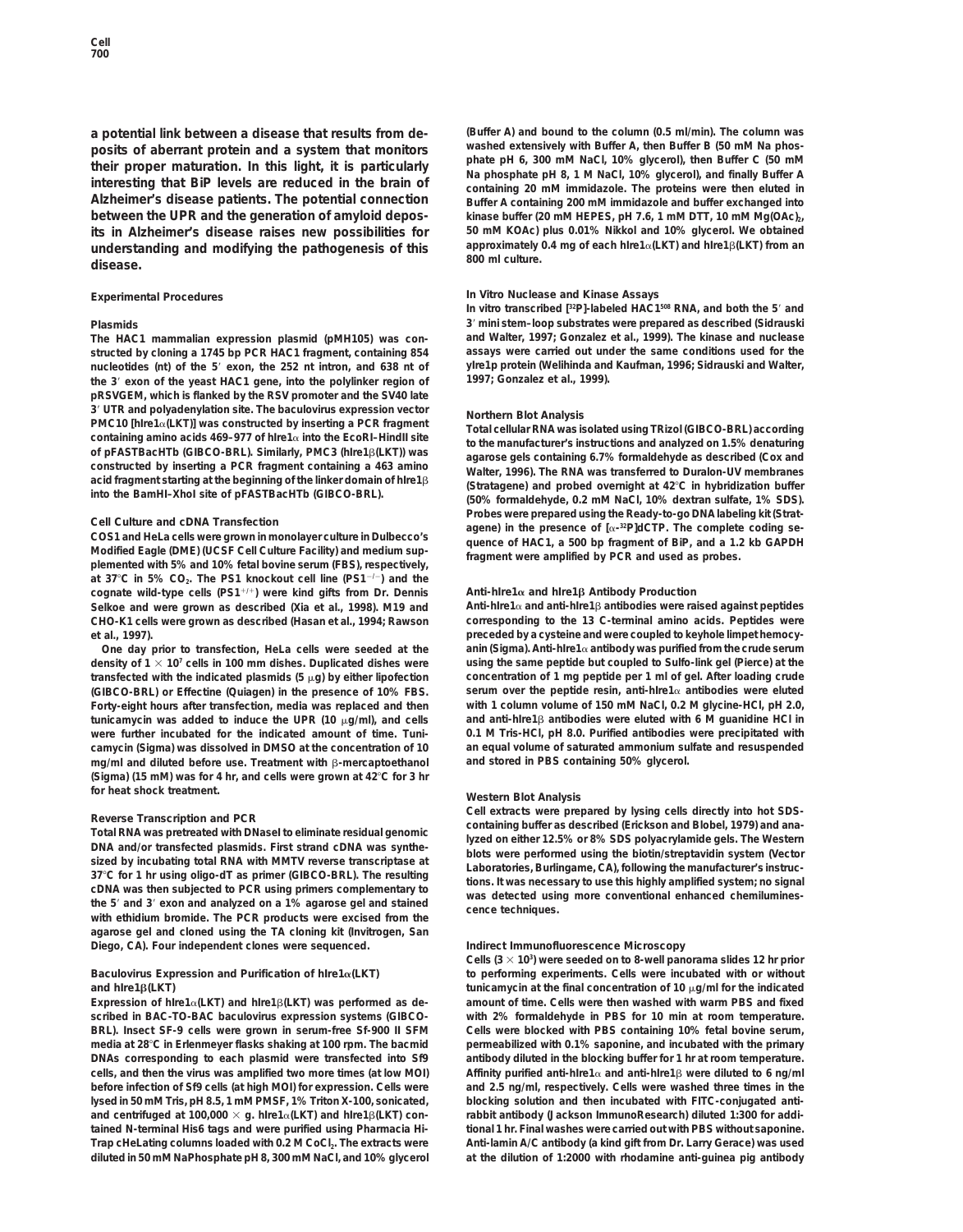a potential link between a disease that results from deposits of aberrant protein and a system that monitors their proper maturation. In this light, it is particularly interesting that BiP levels are reduced in the brain of Alzheimer's disease patients. The potential connection between the UPR and the generation of amyloid deposits in Alzheimer's disease raises new possibilities for understanding and modifying the pathogenesis of this disease.

## Experimental Procedures

### Plasmids

The HAC1 mammalian expression plasmid (pMH105) was constructed by cloning a 1745 bp PCR HAC1 fragment, containing 854 nucleotides (nt) of the 5′ exon, the 252 nt intron, and 638 nt of the 3′ exon of the yeast HAC1 gene, into the polylinker region of pRSVGEM, which is flanked by the RSV promoter and the SV40 late 3′ UTR and polyadenylation site. The baculovirus expression vector PMC10 [hIre1α(LKT)] was constructed by inserting a PCR fragment containing amino acids 469–977 of hIre1α into the EcoRI–HindIII site of pFASTBacHTb (GIBCO-BRL). Similarly, PMC3 (hIre1β(LKT)) was constructed by inserting a PCR fragment containing a 463 amino acid fragment starting at the beginning of the linker domain of hIre1β into the BamHI–XhoI site of pFASTBacHTb (GIBCO-BRL).

### Cell Culture and cDNA Transfection

COS1 and HeLa cells were grown in monolayer culture in Dulbecco's Modified Eagle (DME) (UCSF Cell Culture Facility) and medium supplemented with 5% and 10% fetal bovine serum (FBS), respectively, at 37°C in 5% $CO_2$. The PS1 knockout cell line ($PS1^{-/-}$) and the cognate wild-type cells ($PS1^{+/+}$) were kind gifts from Dr. Dennis Selkoe and were grown as described (Xia et al., 1998). M19 and CHO-K1 cells were grown as described (Hasan et al., 1994; Rawson et al., 1997).

One day prior to transfection, HeLa cells were seeded at the density of $1 \times 10^7$ cells in 100 mm dishes. Duplicated dishes were transfected with the indicated plasmids (5 μg) by either lipofection (GIBCO-BRL) or Effectine (Quiagen) in the presence of 10% FBS. Forty-eight hours after transfection, media was replaced and then tunicamycin was added to induce the UPR (10 μg/ml), and cells were further incubated for the indicated amount of time. Tunicamycin (Sigma) was dissolved in DMSO at the concentration of 10 mg/ml and diluted before use. Treatment with β-mercaptoethanol (Sigma) (15 mM) was for 4 hr, and cells were grown at 42°C for 3 hr for heat shock treatment.

### Reverse Transcription and PCR

Total RNA was pretreated with DNaseI to eliminate residual genomic DNA and/or transfected plasmids. First strand cDNA was synthesized by incubating total RNA with MMTV reverse transcriptase at 37°C for 1 hr using oligo-dT as primer (GIBCO-BRL). The resulting cDNA was then subjected to PCR using primers complementary to the 5′ and 3′ exon and analyzed on a 1% agarose gel and stained with ethidium bromide. The PCR products were excised from the agarose gel and cloned using the TA cloning kit (Invitrogen, San Diego, CA). Four independent clones were sequenced.

### Baculovirus Expression and Purification of hIre1α(LKT) and hIre1β(LKT)

Expression of hIre1α(LKT) and hIre1β(LKT) was performed as described in BAC-TO-BAC baculovirus expression systems (GIBCO-BRL). Insect SF-9 cells were grown in serum-free Sf-900 II SFM media at 28°C in Erlenmeyer flasks shaking at 100 rpm. The bacmid DNAs corresponding to each plasmid were transfected into Sf9 cells, and then the virus was amplified two more times (at low MOI) before infection of Sf9 cells (at high MOI) for expression. Cells were lysed in 50 mM Tris, pH 8.5, 1 mM PMSF, 1% Triton X-100, sonicated, and centrifuged at 100,000 × g. hIre1α(LKT) and hIre1β(LKT) contained N-terminal His6 tags and were purified using Pharmacia Hi-Trap cHeLating columns loaded with 0.2 M $CoCl_2$. The extracts were diluted in 50 mM NaPhosphate pH 8, 300 mM NaCl, and 10% glycerol (Buffer A) and bound to the column (0.5 ml/min). The column was washed extensively with Buffer A, then Buffer B (50 mM Na phosphate pH 6, 300 mM NaCl, 10% glycerol), then Buffer C (50 mM Na phosphate pH 8, 1 M NaCl, 10% glycerol), and finally Buffer A containing 20 mM immidazole. The proteins were then eluted in Buffer A containing 200 mM immidazole and buffer exchanged into kinase buffer (20 mM HEPES, pH 7.6, 1 mM DTT, 10 mM $Mg(OAc)_2$, 50 mM KOAc) plus 0.01% Nikkol and 10% glycerol. We obtained approximately 0.4 mg of each hIre1α(LKT) and hIre1β(LKT) from an 800 ml culture.

### In Vitro Nuclease and Kinase Assays

In vitro transcribed [$^{32}$P]-labeled $HAC1^{508}$ RNA, and both the 5′ and 3′ mini stem–loop substrates were prepared as described (Sidrauski and Walter, 1997; Gonzalez et al., 1999). The kinase and nuclease assays were carried out under the same conditions used for the yIre1p protein (Welihinda and Kaufman, 1996; Sidrauski and Walter, 1997; Gonzalez et al., 1999).

### Northern Blot Analysis

Total cellular RNA was isolated using TRizol (GIBCO-BRL) according to the manufacturer's instructions and analyzed on 1.5% denaturing agarose gels containing 6.7% formaldehyde as described (Cox and Walter, 1996). The RNA was transferred to Duralon-UV membranes (Stratagene) and probed overnight at 42°C in hybridization buffer (50% formaldehyde, 0.2 mM NaCl, 10% dextran sulfate, 1% SDS). Probes were prepared using the Ready-to-go DNA labeling kit (Stratagene) in the presence of [α-$^{32}$P]dCTP. The complete coding sequence of HAC1, a 500 bp fragment of BiP, and a 1.2 kb GAPDH fragment were amplified by PCR and used as probes.

### Anti-hIre1α and hIre1β Antibody Production

Anti-hIre1α and anti-hIre1β antibodies were raised against peptides corresponding to the 13 C-terminal amino acids. Peptides were preceded by a cysteine and were coupled to keyhole limpet hemocyanin (Sigma). Anti-hIre1α antibody was purified from the crude serum using the same peptide but coupled to Sulfo-link gel (Pierce) at the concentration of 1 mg peptide per 1 ml of gel. After loading crude serum over the peptide resin, anti-hIre1α antibodies were eluted with 1 column volume of 150 mM NaCl, 0.2 M glycine-HCl, pH 2.0, and anti-hIre1β antibodies were eluted with 6 M guanidine HCl in 0.1 M Tris-HCl, pH 8.0. Purified antibodies were precipitated with an equal volume of saturated ammonium sulfate and resuspended and stored in PBS containing 50% glycerol.

### Western Blot Analysis

Cell extracts were prepared by lysing cells directly into hot SDS-containing buffer as described (Erickson and Blobel, 1979) and analyzed on either 12.5% or 8% SDS polyacrylamide gels. The Western blots were performed using the biotin/streptavidin system (Vector Laboratories, Burlingame, CA), following the manufacturer's instructions. It was necessary to use this highly amplified system; no signal was detected using more conventional enhanced chemiluminescence techniques.

### Indirect Immunofluorescence Microscopy

Cells ($3 \times 10^3$) were seeded on to 8-well panorama slides 12 hr prior to performing experiments. Cells were incubated with or without tunicamycin at the final concentration of 10 μg/ml for the indicated amount of time. Cells were then washed with warm PBS and fixed with 2% formaldehyde in PBS for 10 min at room temperature. Cells were blocked with PBS containing 10% fetal bovine serum, permeabilized with 0.1% saponine, and incubated with the primary antibody diluted in the blocking buffer for 1 hr at room temperature. Affinity purified anti-hIre1α and anti-hIre1β were diluted to 6 ng/ml and 2.5 ng/ml, respectively. Cells were washed three times in the blocking solution and then incubated with FITC-conjugated anti-rabbit antibody (Jackson ImmunoResearch) diluted 1:300 for additional 1 hr. Final washes were carried out with PBS without saponine. Anti-lamin A/C antibody (a kind gift from Dr. Larry Gerace) was used at the dilution of 1:2000 with rhodamine anti-guinea pig antibody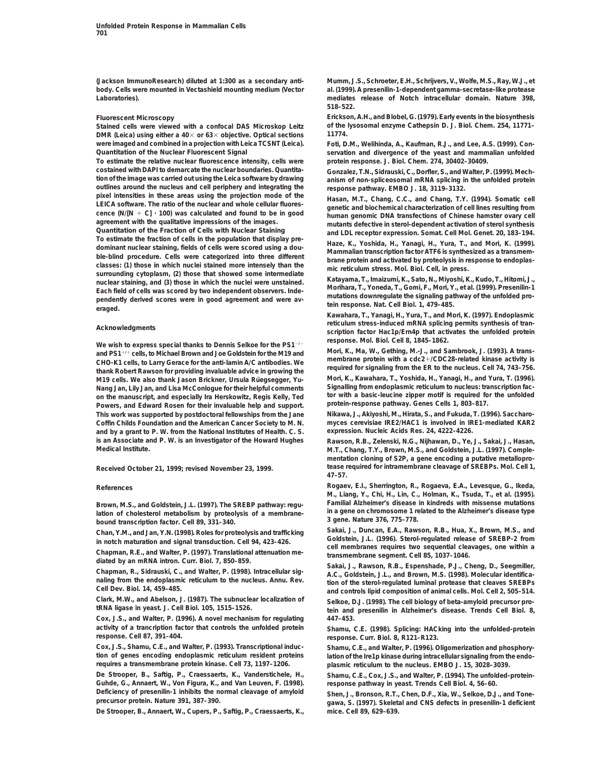(Jackson ImmunoResearch) diluted at 1:300 as a secondary antibody. Cells were mounted in Vectashield mounting medium (Vector Laboratories).

### Fluorescent Microscopy

Stained cells were viewed with a confocal DAS Microskop Leitz DMR (Leica) using either a 40× or 63× objective. Optical sections were imaged and combined in a projection with Leica TCSNT (Leica).

### Quantitation of the Nuclear Fluorescent Signal

To estimate the relative nuclear fluorescence intensity, cells were costained with DAPI to demarcate the nuclear boundaries. Quantitation of the image was carried out using the Leica software by drawing outlines around the nucleus and cell periphery and integrating the pixel intensities in these areas using the projection mode of the LEICA software. The ratio of the nuclear and whole cellular fluorescence ($N/[N + C] \cdot 100$) was calculated and found to be in good agreement with the qualitative impressions of the images.

### Quantitation of the Fraction of Cells with Nuclear Staining

To estimate the fraction of cells in the population that display predominant nuclear staining, fields of cells were scored using a double-blind procedure. Cells were categorized into three different classes: (1) those in which nuclei stained more intensely than the surrounding cytoplasm, (2) those that showed some intermediate nuclear staining, and (3) those in which the nuclei were unstained. Each field of cells was scored by two independent observers. Independently derived scores were in good agreement and were averaged.

## Acknowledgments

We wish to express special thanks to Dennis Selkoe for the PS1$^{-/-}$ and PS1$^{+/+}$ cells, to Michael Brown and Joe Goldstein for the M19 and CHO-K1 cells, to Larry Gerace for the anti-lamin A/C antibodies. We thank Robert Rawson for providing invaluable advice in growing the M19 cells. We also thank Jason Brickner, Ursula Rüegsegger, Yu-Nang Jan, Lily Jan, and Lisa McConlogue for their helpful comments on the manuscript, and especially Ira Herskowitz, Regis Kelly, Ted Powers, and Edward Rosen for their invaluable help and support. This work was supported by postdoctoral fellowships from the Jane Coffin Childs Foundation and the American Cancer Society to M. N. and by a grant to P. W. from the National Institutes of Health. C. S. is an Associate and P. W. is an Investigator of the Howard Hughes Medical Institute.

Received October 21, 1999; revised November 23, 1999.

## References

Brown, M.S., and Goldstein, J.L. (1997). The SREBP pathway: regulation of cholesterol metabolism by proteolysis of a membrane-bound transcription factor. Cell 89, 331–340.

Chan, Y.M., and Jan, Y.N. (1998). Roles for proteolysis and trafficking in notch maturation and signal transduction. Cell 94, 423–426.

Chapman, R.E., and Walter, P. (1997). Translational attenuation mediated by an mRNA intron. Curr. Biol. 7, 850–859.

Chapman, R., Sidrauski, C., and Walter, P. (1998). Intracellular signaling from the endoplasmic reticulum to the nucleus. Annu. Rev. Cell Dev. Biol. 14, 459–485.

Clark, M.W., and Abelson, J. (1987). The subnuclear localization of tRNA ligase in yeast. J. Cell Biol. 105, 1515–1526.

Cox, J.S., and Walter, P. (1996). A novel mechanism for regulating activity of a trancription factor that controls the unfolded protein response. Cell 87, 391–404.

Cox, J.S., Shamu, C.E., and Walter, P. (1993). Transcriptional induction of genes encoding endoplasmic reticulum resident proteins requires a transmembrane protein kinase. Cell 73, 1197–1206.

De Strooper, B., Saftig, P., Craessaerts, K., Vanderstichele, H., Guhde, G., Annaert, W., Von Figura, K., and Van Leuven, F. (1998). Deficiency of presenilin-1 inhibits the normal cleavage of amyloid precursor protein. Nature 391, 387–390.

De Strooper, B., Annaert, W., Cupers, P., Saftig, P., Craessaerts, K., Mumm, J.S., Schroeter, E.H., Schrijvers, V., Wolfe, M.S., Ray, W.J., et al. (1999). A presenilin-1-dependent gamma-secretase-like protease mediates release of Notch intracellular domain. Nature 398, 518–522.

Erickson, A.H., and Blobel, G. (1979). Early events in the biosynthesis of the lysosomal enzyme Cathepsin D. J. Biol. Chem. 254, 11771–11774.

Foti, D.M., Welihinda, A., Kaufman, R.J., and Lee, A.S. (1999). Conservation and divergence of the yeast and mammalian unfolded protein response. J. Biol. Chem. 274, 30402–30409.

Gonzalez, T.N., Sidrauski, C., Dorfler, S., and Walter, P. (1999). Mechanism of non-spliceosomal mRNA splicing in the unfolded protein response pathway. EMBO J. 18, 3119–3132.

Hasan, M.T., Chang, C.C., and Chang, T.Y. (1994). Somatic cell genetic and biochemical characterization of cell lines resulting from human genomic DNA transfections of Chinese hamster ovary cell mutants defective in sterol-dependent activation of sterol synthesis and LDL receptor expression. Somat. Cell Mol. Genet. 20, 183–194.

Haze, K., Yoshida, H., Yanagi, H., Yura, T., and Mori, K. (1999). Mammalian transcription factor ATF6 is synthesized as a transmembrane protein and activated by proteolysis in response to endoplasmic reticulum stress. Mol. Biol. Cell, in press.

Katayama, T., Imaizumi, K., Sato, N., Miyoshi, K., Kudo, T., Hitomi, J., Morihara, T., Yoneda, T., Gomi, F., Mori, Y., et al. (1999). Presenilin-1 mutations downregulate the signaling pathway of the unfolded protein response. Nat. Cell Biol. 1, 479–485.

Kawahara, T., Yanagi, H., Yura, T., and Mori, K. (1997). Endoplasmic reticulum stress-induced mRNA splicing permits synthesis of transcription factor Hac1p/Ern4p that activates the unfolded protein response. Mol. Biol. Cell 8, 1845–1862.

Mori, K., Ma, W., Gething, M.-J., and Sambrook, J. (1993). A transmembrane protein with a cdc2+/CDC28-related kinase activity is required for signaling from the ER to the nucleus. Cell 74, 743–756.

Mori, K., Kawahara, T., Yoshida, H., Yanagi, H., and Yura, T. (1996). Signalling from endoplasmic reticulum to nucleus: transcription factor with a basic-leucine zipper motif is required for the unfolded protein-response pathway. Genes Cells 1, 803–817.

Nikawa, J., Akiyoshi, M., Hirata, S., and Fukuda, T. (1996). Saccharomyces cerevisiae IRE2/HAC1 is involved in IRE1-mediated KAR2 expression. Nucleic Acids Res. 24, 4222–4226.

Rawson, R.B., Zelenski, N.G., Nijhawan, D., Ye, J., Sakai, J., Hasan, M.T., Chang, T.Y., Brown, M.S., and Goldstein, J.L. (1997). Complementation cloning of S2P, a gene encoding a putative metalloprotease required for intramembrane cleavage of SREBPs. Mol. Cell 1, 47–57.

Rogaev, E.I., Sherrington, R., Rogaeva, E.A., Levesque, G., Ikeda, M., Liang, Y., Chi, H., Lin, C., Holman, K., Tsuda, T., et al. (1995). Familial Alzheimer's disease in kindreds with missense mutations in a gene on chromosome 1 related to the Alzheimer's disease type 3 gene. Nature 376, 775–778.

Sakai, J., Duncan, E.A., Rawson, R.B., Hua, X., Brown, M.S., and Goldstein, J.L. (1996). Sterol-regulated release of SREBP-2 from cell membranes requires two sequential cleavages, one within a transmembrane segment. Cell 85, 1037–1046.

Sakai, J., Rawson, R.B., Espenshade, P.J., Cheng, D., Seegmiller, A.C., Goldstein, J.L., and Brown, M.S. (1998). Molecular identification of the sterol-regulated luminal protease that cleaves SREBPs and controls lipid composition of animal cells. Mol. Cell 2, 505–514.

Selkoe, D.J. (1998). The cell biology of beta-amyloid precursor protein and presenilin in Alzheimer's disease. Trends Cell Biol. 8, 447–453.

Shamu, C.E. (1998). Splicing: HACking into the unfolded-protein response. Curr. Biol. 8, R121–R123.

Shamu, C.E., and Walter, P. (1996). Oligomerization and phosphorylation of the Ire1p kinase during intracellular signaling from the endoplasmic reticulum to the nucleus. EMBO J. 15, 3028–3039.

Shamu, C.E., Cox, J.S., and Walter, P. (1994). The unfolded-protein-response pathway in yeast. Trends Cell Biol. 4, 56–60.

Shen, J., Bronson, R.T., Chen, D.F., Xia, W., Selkoe, D.J., and Tonegawa, S. (1997). Skeletal and CNS defects in presenilin-1 deficient mice. Cell 89, 629–639.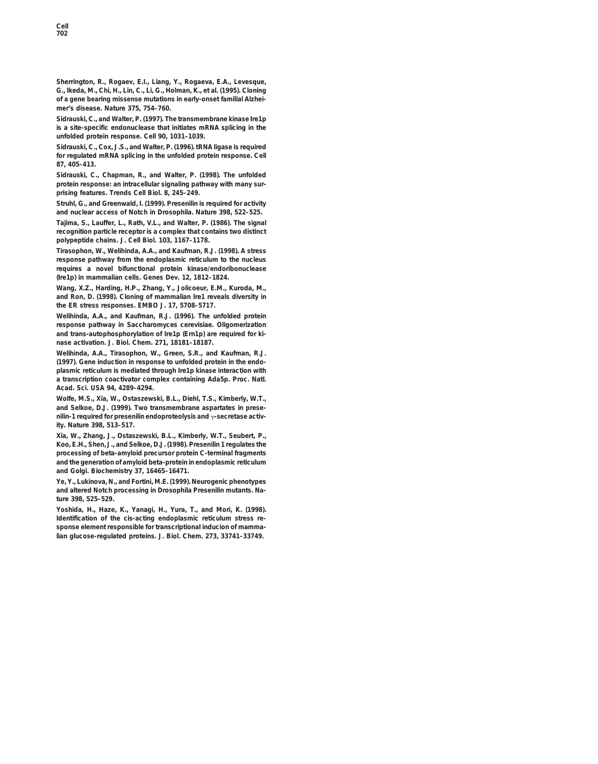Sherrington, R., Rogaev, E.I., Liang, Y., Rogaeva, E.A., Levesque, G., Ikeda, M., Chi, H., Lin, C., Li, G., Holman, K., et al. (1995). Cloning of a gene bearing missense mutations in early-onset familial Alzheimer's disease. Nature 375, 754–760.

Sidrauski, C., and Walter, P. (1997). The transmembrane kinase Ire1p is a site-specific endonuclease that initiates mRNA splicing in the unfolded protein response. Cell 90, 1031–1039.

Sidrauski, C., Cox, J.S., and Walter, P. (1996). tRNA ligase is required for regulated mRNA splicing in the unfolded protein response. Cell 87, 405–413.

Sidrauski, C., Chapman, R., and Walter, P. (1998). The unfolded protein response: an intracellular signaling pathway with many surprising features. Trends Cell Biol. 8, 245–249.

Struhl, G., and Greenwald, I. (1999). Presenilin is required for activity and nuclear access of Notch in Drosophila. Nature 398, 522–525.

Tajima, S., Lauffer, L., Rath, V.L., and Walter, P. (1986). The signal recognition particle receptor is a complex that contains two distinct polypeptide chains. J. Cell Biol. 103, 1167–1178.

Tirasophon, W., Welihinda, A.A., and Kaufman, R.J. (1998). A stress response pathway from the endoplasmic reticulum to the nucleus requires a novel bifunctional protein kinase/endoribonuclease (Ire1p) in mammalian cells. Genes Dev. 12, 1812–1824.

Wang, X.Z., Harding, H.P., Zhang, Y., Jolicoeur, E.M., Kuroda, M., and Ron, D. (1998). Cloning of mammalian Ire1 reveals diversity in the ER stress responses. EMBO J. 17, 5708–5717.

Welihinda, A.A., and Kaufman, R.J. (1996). The unfolded protein response pathway in Saccharomyces cerevisiae. Oligomerization and trans-autophosphorylation of Ire1p (Ern1p) are required for kinase activation. J. Biol. Chem. 271, 18181–18187.

Welihinda, A.A., Tirasophon, W., Green, S.R., and Kaufman, R.J. (1997). Gene induction in response to unfolded protein in the endoplasmic reticulum is mediated through Ire1p kinase interaction with a transcription coactivator complex containing Ada5p. Proc. Natl. Acad. Sci. USA 94, 4289–4294.

Wolfe, M.S., Xia, W., Ostaszewski, B.L., Diehl, T.S., Kimberly, W.T., and Selkoe, D.J. (1999). Two transmembrane aspartates in presenilin-1 required for presenilin endoproteolysis and $\gamma$-secretase activity. Nature 398, 513–517.

Xia, W., Zhang, J., Ostaszewski, B.L., Kimberly, W.T., Seubert, P., Koo, E.H., Shen, J., and Selkoe, D.J. (1998). Presenilin 1 regulates the processing of beta-amyloid precursor protein C-terminal fragments and the generation of amyloid beta-protein in endoplasmic reticulum and Golgi. Biochemistry 37, 16465–16471.

Ye, Y., Lukinova, N., and Fortini, M.E. (1999). Neurogenic phenotypes and altered Notch processing in Drosophila Presenilin mutants. Nature 398, 525–529.

Yoshida, H., Haze, K., Yanagi, H., Yura, T., and Mori, K. (1998). Identification of the cis-acting endoplasmic reticulum stress response element responsible for transcriptional inducion of mammalian glucose-regulated proteins. J. Biol. Chem. 273, 33741–33749.